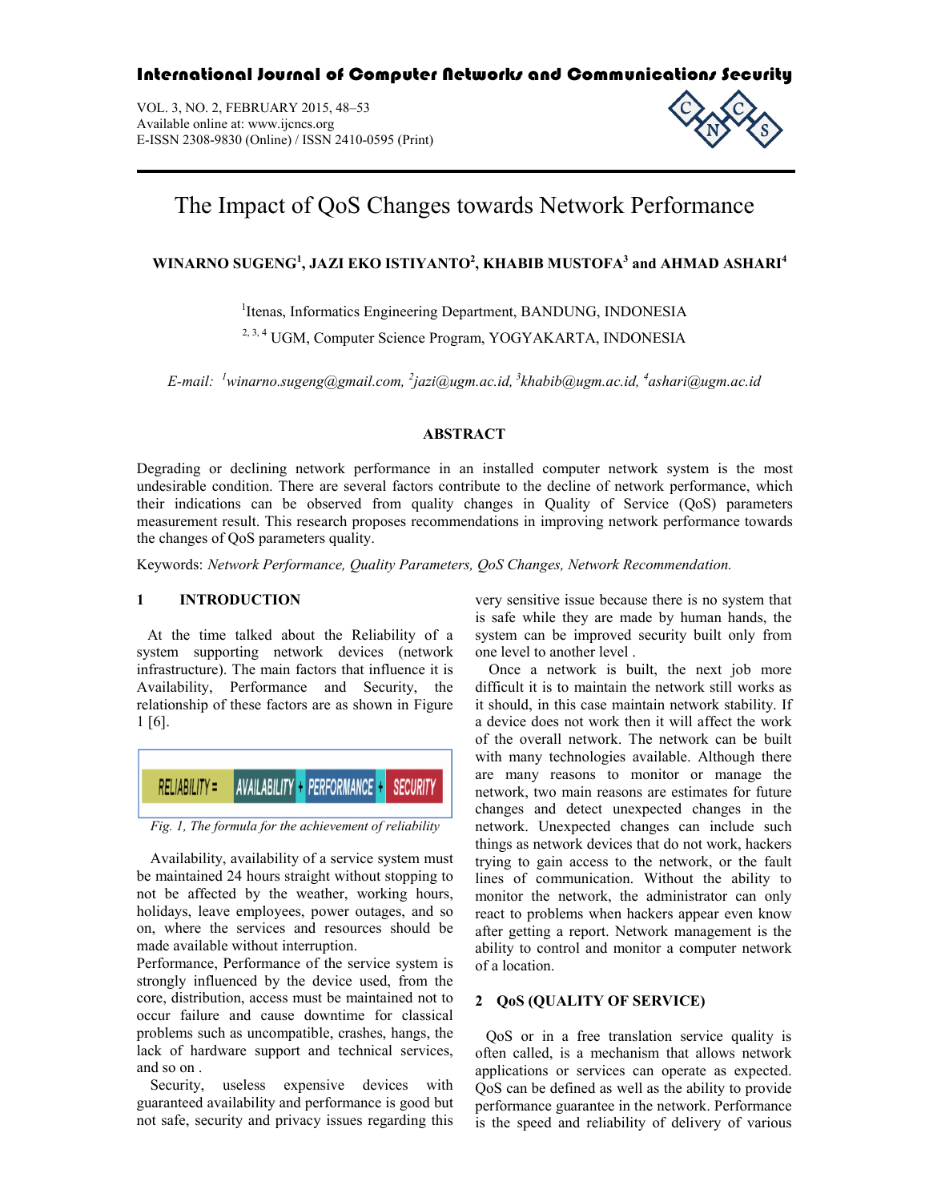# The Impact of QoS Changes towards Network Performance

**WINARNO SUGENG[1], JAZI EKO ISTIYANTO[2], KHABIB MUSTOFA[3] and AHMAD ASHARI[4]**

[1]Itenas, Informatics Engineering Department, BANDUNG, INDONESIA

[2, 3, 4] UGM, Computer Science Program, YOGYAKARTA, INDONESIA

*E-mail: [1]winarno.sugeng@gmail.com, [2]jazi@ugm.ac.id, [3]khabib@ugm.ac.id, [4]ashari@ugm.ac.id*

## ABSTRACT

Degrading or declining network performance in an installed computer network system is the most undesirable condition. There are several factors contribute to the decline of network performance, which their indications can be observed from quality changes in Quality of Service (QoS) parameters measurement result. This research proposes recommendations in improving network performance towards the changes of QoS parameters quality.

Keywords: *Network Performance, Quality Parameters, QoS Changes, Network Recommendation.*

## 1 INTRODUCTION

At the time talked about the Reliability of a system supporting network devices (network infrastructure). The main factors that influence it is Availability, Performance and Security, the relationship of these factors are as shown in Figure 1 [6].

RELIABILITY = AVAILABILITY + PERFORMANCE + SECURITY

*Fig. 1, The formula for the achievement of reliability*

Availability, availability of a service system must be maintained 24 hours straight without stopping to not be affected by the weather, working hours, holidays, leave employees, power outages, and so on, where the services and resources should be made available without interruption.

Performance, Performance of the service system is strongly influenced by the device used, from the core, distribution, access must be maintained not to occur failure and cause downtime for classical problems such as uncompatible, crashes, hangs, the lack of hardware support and technical services, and so on .

Security, useless expensive devices with guaranteed availability and performance is good but not safe, security and privacy issues regarding this very sensitive issue because there is no system that is safe while they are made by human hands, the system can be improved security built only from one level to another level .

Once a network is built, the next job more difficult it is to maintain the network still works as it should, in this case maintain network stability. If a device does not work then it will affect the work of the overall network. The network can be built with many technologies available. Although there are many reasons to monitor or manage the network, two main reasons are estimates for future changes and detect unexpected changes in the network. Unexpected changes can include such things as network devices that do not work, hackers trying to gain access to the network, or the fault lines of communication. Without the ability to monitor the network, the administrator can only react to problems when hackers appear even know after getting a report. Network management is the ability to control and monitor a computer network of a location.

## 2 QoS (QUALITY OF SERVICE)

QoS or in a free translation service quality is often called, is a mechanism that allows network applications or services can operate as expected. QoS can be defined as well as the ability to provide performance guarantee in the network. Performance is the speed and reliability of delivery of various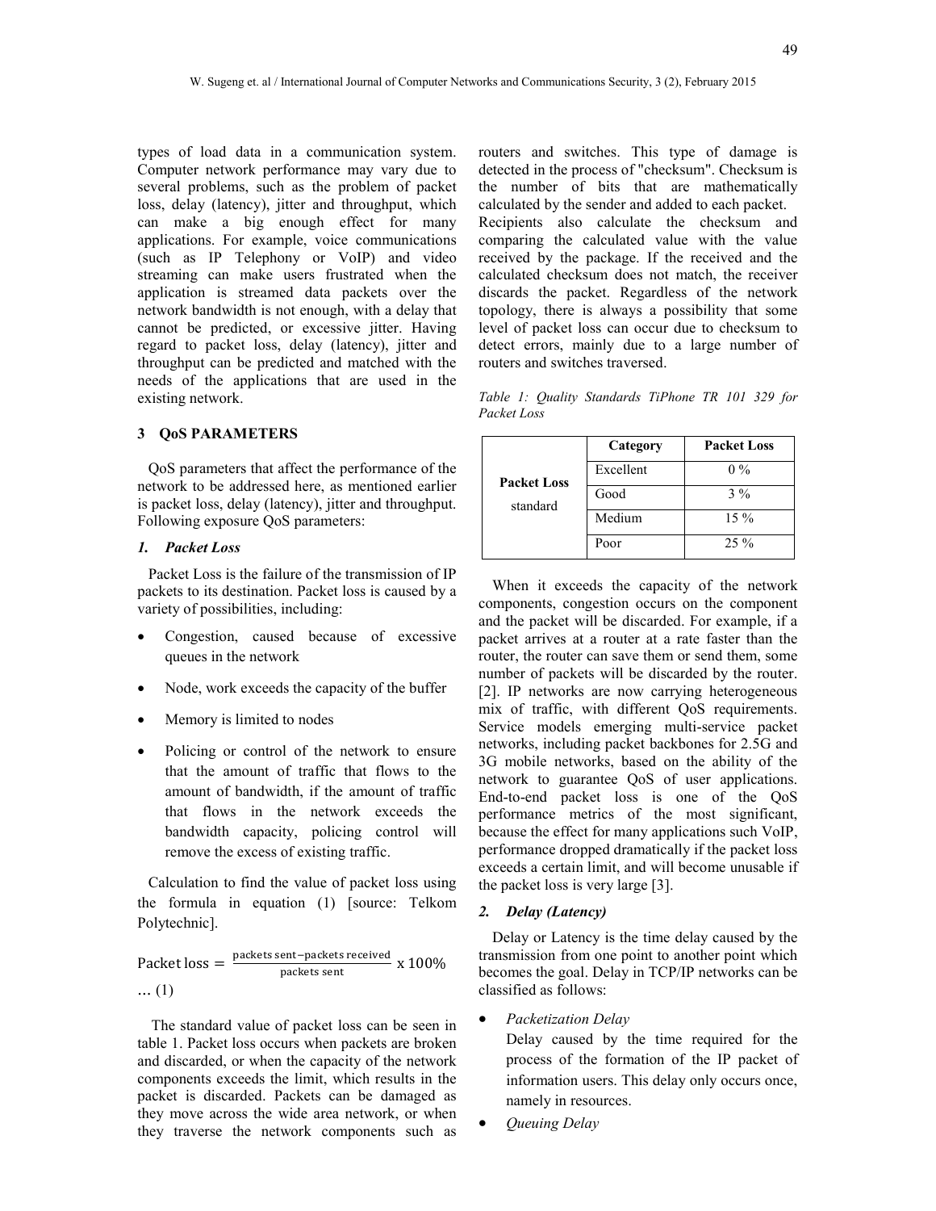types of load data in a communication system. Computer network performance may vary due to several problems, such as the problem of packet loss, delay (latency), jitter and throughput, which can make a big enough effect for many applications. For example, voice communications (such as IP Telephony or VoIP) and video streaming can make users frustrated when the application is streamed data packets over the network bandwidth is not enough, with a delay that cannot be predicted, or excessive jitter. Having regard to packet loss, delay (latency), jitter and throughput can be predicted and matched with the needs of the applications that are used in the existing network.

## 3 QoS PARAMETERS

QoS parameters that affect the performance of the network to be addressed here, as mentioned earlier is packet loss, delay (latency), jitter and throughput. Following exposure QoS parameters:

### *1. Packet Loss*

Packet Loss is the failure of the transmission of IP packets to its destination. Packet loss is caused by a variety of possibilities, including:

- Congestion, caused because of excessive queues in the network
- Node, work exceeds the capacity of the buffer
- Memory is limited to nodes
- Policing or control of the network to ensure that the amount of traffic that flows to the amount of bandwidth, if the amount of traffic that flows in the network exceeds the bandwidth capacity, policing control will remove the excess of existing traffic.

Calculation to find the value of packet loss using the formula in equation (1) [source: Telkom Polytechnic].

$$\text{Packet loss} = \frac{\text{packets sent} - \text{packets received}}{\text{packets sent}} \times 100\% \quad \ldots (1)$$

The standard value of packet loss can be seen in table 1. Packet loss occurs when packets are broken and discarded, or when the capacity of the network components exceeds the limit, which results in the packet is discarded. Packets can be damaged as they move across the wide area network, or when they traverse the network components such as routers and switches. This type of damage is detected in the process of "checksum". Checksum is the number of bits that are mathematically calculated by the sender and added to each packet. Recipients also calculate the checksum and comparing the calculated value with the value received by the package. If the received and the calculated checksum does not match, the receiver discards the packet. Regardless of the network topology, there is always a possibility that some level of packet loss can occur due to checksum to detect errors, mainly due to a large number of routers and switches traversed.

*Table 1: Quality Standards TiPhone TR 101 329 for Packet Loss*

| | Category | Packet Loss |
|---|---|---|
| **Packet Loss** standard | Excellent | 0 % |
| | Good | 3 % |
| | Medium | 15 % |
| | Poor | 25 % |

When it exceeds the capacity of the network components, congestion occurs on the component and the packet will be discarded. For example, if a packet arrives at a router at a rate faster than the router, the router can save them or send them, some number of packets will be discarded by the router. [2]. IP networks are now carrying heterogeneous mix of traffic, with different QoS requirements. Service models emerging multi-service packet networks, including packet backbones for 2.5G and 3G mobile networks, based on the ability of the network to guarantee QoS of user applications. End-to-end packet loss is one of the QoS performance metrics of the most significant, because the effect for many applications such VoIP, performance dropped dramatically if the packet loss exceeds a certain limit, and will become unusable if the packet loss is very large [3].

### *2. Delay (Latency)*

Delay or Latency is the time delay caused by the transmission from one point to another point which becomes the goal. Delay in TCP/IP networks can be classified as follows:

- *Packetization Delay*
  Delay caused by the time required for the process of the formation of the IP packet of information users. This delay only occurs once, namely in resources.
- *Queuing Delay*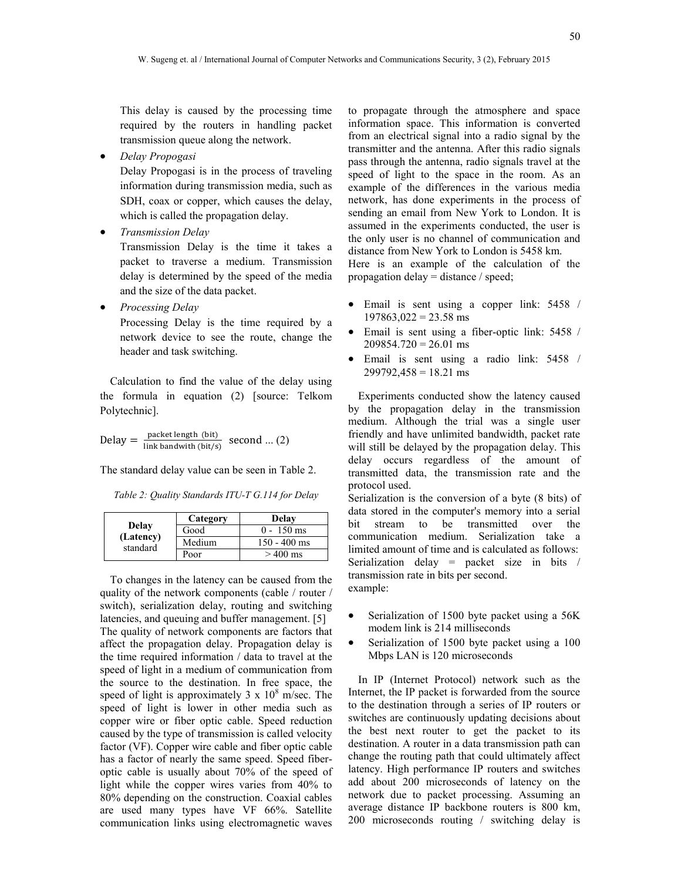This delay is caused by the processing time required by the routers in handling packet transmission queue along the network.

- *Delay Propogasi*
  Delay Propogasi is in the process of traveling information during transmission media, such as SDH, coax or copper, which causes the delay, which is called the propagation delay.
- *Transmission Delay*
  Transmission Delay is the time it takes a packet to traverse a medium. Transmission delay is determined by the speed of the media and the size of the data packet.
- *Processing Delay*
  Processing Delay is the time required by a network device to see the route, change the header and task switching.

Calculation to find the value of the delay using the formula in equation (2) [source: Telkom Polytechnic].

$$\text{Delay} = \frac{\text{packet length (bit)}}{\text{link bandwith (bit/s)}} \text{ second ... (2)}$$

The standard delay value can be seen in Table 2.

*Table 2: Quality Standards ITU-T G.114 for Delay*

| | Category | Delay |
|---|---|---|
| **Delay (Latency)** standard | Good | 0 - 150 ms |
| | Medium | 150 - 400 ms |
| | Poor | > 400 ms |

To changes in the latency can be caused from the quality of the network components (cable / router / switch), serialization delay, routing and switching latencies, and queuing and buffer management. [5] The quality of network components are factors that affect the propagation delay. Propagation delay is the time required information / data to travel at the speed of light in a medium of communication from the source to the destination. In free space, the speed of light is approximately $3 \times 10^8$ m/sec. The speed of light is lower in other media such as copper wire or fiber optic cable. Speed reduction caused by the type of transmission is called velocity factor (VF). Copper wire cable and fiber optic cable has a factor of nearly the same speed. Speed fiber-optic cable is usually about 70% of the speed of light while the copper wires varies from 40% to 80% depending on the construction. Coaxial cables are used many types have VF 66%. Satellite communication links using electromagnetic waves to propagate through the atmosphere and space information space. This information is converted from an electrical signal into a radio signal by the transmitter and the antenna. After this radio signals pass through the antenna, radio signals travel at the speed of light to the space in the room. As an example of the differences in the various media network, has done experiments in the process of sending an email from New York to London. It is assumed in the experiments conducted, the user is the only user is no channel of communication and distance from New York to London is 5458 km.
Here is an example of the calculation of the propagation delay = distance / speed;

- Email is sent using a copper link: 5458 / 197863,022 = 23.58 ms
- Email is sent using a fiber-optic link: 5458 / 209854.720 = 26.01 ms
- Email is sent using a radio link: 5458 / 299792,458 = 18.21 ms

Experiments conducted show the latency caused by the propagation delay in the transmission medium. Although the trial was a single user friendly and have unlimited bandwidth, packet rate will still be delayed by the propagation delay. This delay occurs regardless of the amount of transmitted data, the transmission rate and the protocol used.
Serialization is the conversion of a byte (8 bits) of data stored in the computer's memory into a serial bit stream to be transmitted over the communication medium. Serialization take a limited amount of time and is calculated as follows:
Serialization delay = packet size in bits / transmission rate in bits per second.
example:

- Serialization of 1500 byte packet using a 56K modem link is 214 milliseconds
- Serialization of 1500 byte packet using a 100 Mbps LAN is 120 microseconds

In IP (Internet Protocol) network such as the Internet, the IP packet is forwarded from the source to the destination through a series of IP routers or switches are continuously updating decisions about the best next router to get the packet to its destination. A router in a data transmission path can change the routing path that could ultimately affect latency. High performance IP routers and switches add about 200 microseconds of latency on the network due to packet processing. Assuming an average distance IP backbone routers is 800 km, 200 microseconds routing / switching delay is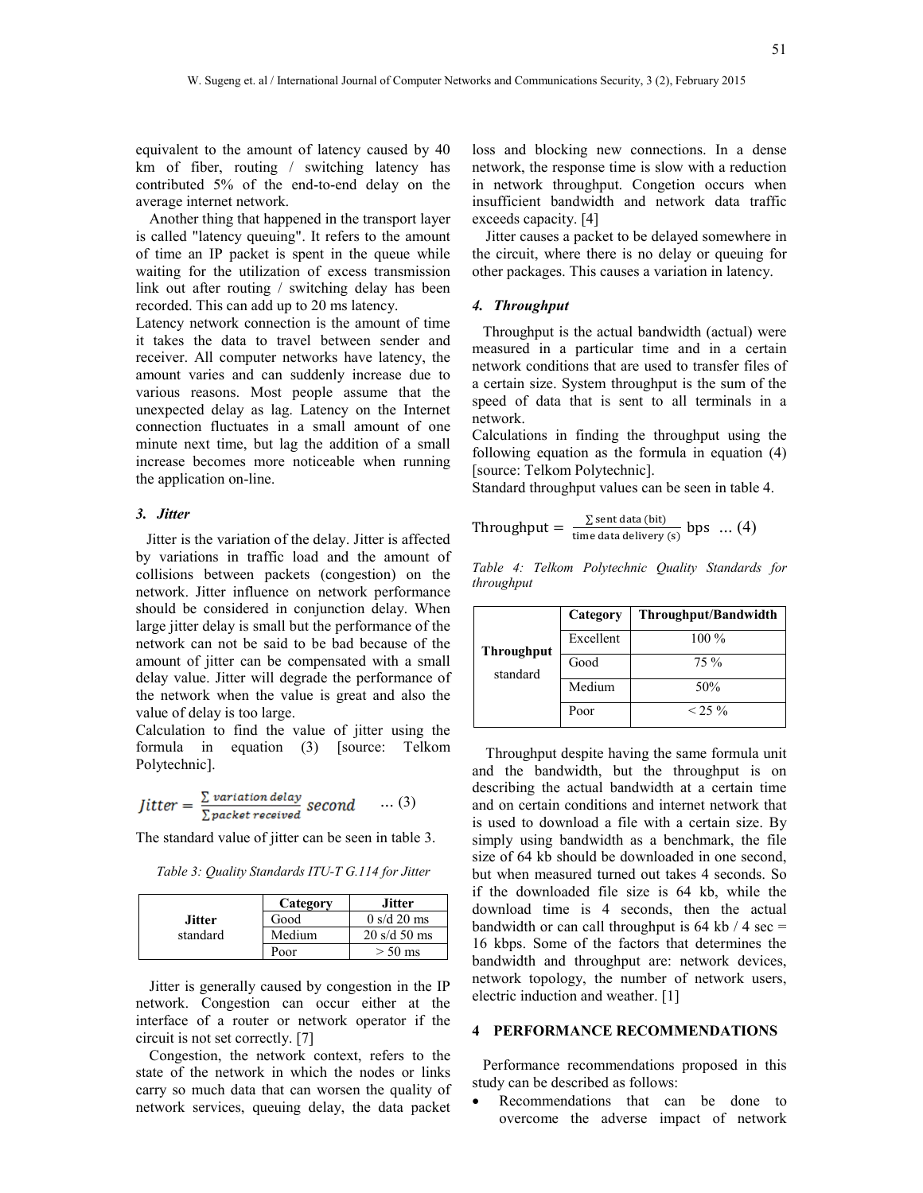equivalent to the amount of latency caused by 40 km of fiber, routing / switching latency has contributed 5% of the end-to-end delay on the average internet network.

Another thing that happened in the transport layer is called "latency queuing". It refers to the amount of time an IP packet is spent in the queue while waiting for the utilization of excess transmission link out after routing / switching delay has been recorded. This can add up to 20 ms latency.

Latency network connection is the amount of time it takes the data to travel between sender and receiver. All computer networks have latency, the amount varies and can suddenly increase due to various reasons. Most people assume that the unexpected delay as lag. Latency on the Internet connection fluctuates in a small amount of one minute next time, but lag the addition of a small increase becomes more noticeable when running the application on-line.

### 3. *Jitter*

Jitter is the variation of the delay. Jitter is affected by variations in traffic load and the amount of collisions between packets (congestion) on the network. Jitter influence on network performance should be considered in conjunction delay. When large jitter delay is small but the performance of the network can not be said to be bad because of the amount of jitter can be compensated with a small delay value. Jitter will degrade the performance of the network when the value is great and also the value of delay is too large.

Calculation to find the value of jitter using the formula in equation (3) [source: Telkom Polytechnic].

$$Jitter = \frac{\sum variation\ delay}{\sum packet\ received}\ second \quad \ldots (3)$$

The standard value of jitter can be seen in table 3.

*Table 3: Quality Standards ITU-T G.114 for Jitter*

| | Category | Jitter |
|---|---|---|
| **Jitter** standard | Good | 0 s/d 20 ms |
| | Medium | 20 s/d 50 ms |
| | Poor | > 50 ms |

Jitter is generally caused by congestion in the IP network. Congestion can occur either at the interface of a router or network operator if the circuit is not set correctly. [7]

Congestion, the network context, refers to the state of the network in which the nodes or links carry so much data that can worsen the quality of network services, queuing delay, the data packet loss and blocking new connections. In a dense network, the response time is slow with a reduction in network throughput. Congetion occurs when insufficient bandwidth and network data traffic exceeds capacity. [4]

Jitter causes a packet to be delayed somewhere in the circuit, where there is no delay or queuing for other packages. This causes a variation in latency.

### 4. *Throughput*

Throughput is the actual bandwidth (actual) were measured in a particular time and in a certain network conditions that are used to transfer files of a certain size. System throughput is the sum of the speed of data that is sent to all terminals in a network.

Calculations in finding the throughput using the following equation as the formula in equation (4) [source: Telkom Polytechnic].

Standard throughput values can be seen in table 4.

$$\text{Throughput} = \frac{\sum \text{sent data (bit)}}{\text{time data delivery (s)}}\ \text{bps} \quad \ldots (4)$$

*Table 4: Telkom Polytechnic Quality Standards for throughput*

| | Category | Throughput/Bandwidth |
|---|---|---|
| **Throughput** standard | Excellent | 100 % |
| | Good | 75 % |
| | Medium | 50% |
| | Poor | < 25 % |

Throughput despite having the same formula unit and the bandwidth, but the throughput is on describing the actual bandwidth at a certain time and on certain conditions and internet network that is used to download a file with a certain size. By simply using bandwidth as a benchmark, the file size of 64 kb should be downloaded in one second, but when measured turned out takes 4 seconds. So if the downloaded file size is 64 kb, while the download time is 4 seconds, then the actual bandwidth or can call throughput is 64 kb / 4 sec = 16 kbps. Some of the factors that determines the bandwidth and throughput are: network devices, network topology, the number of network users, electric induction and weather. [1]

## 4 PERFORMANCE RECOMMENDATIONS

Performance recommendations proposed in this study can be described as follows:

- Recommendations that can be done to overcome the adverse impact of network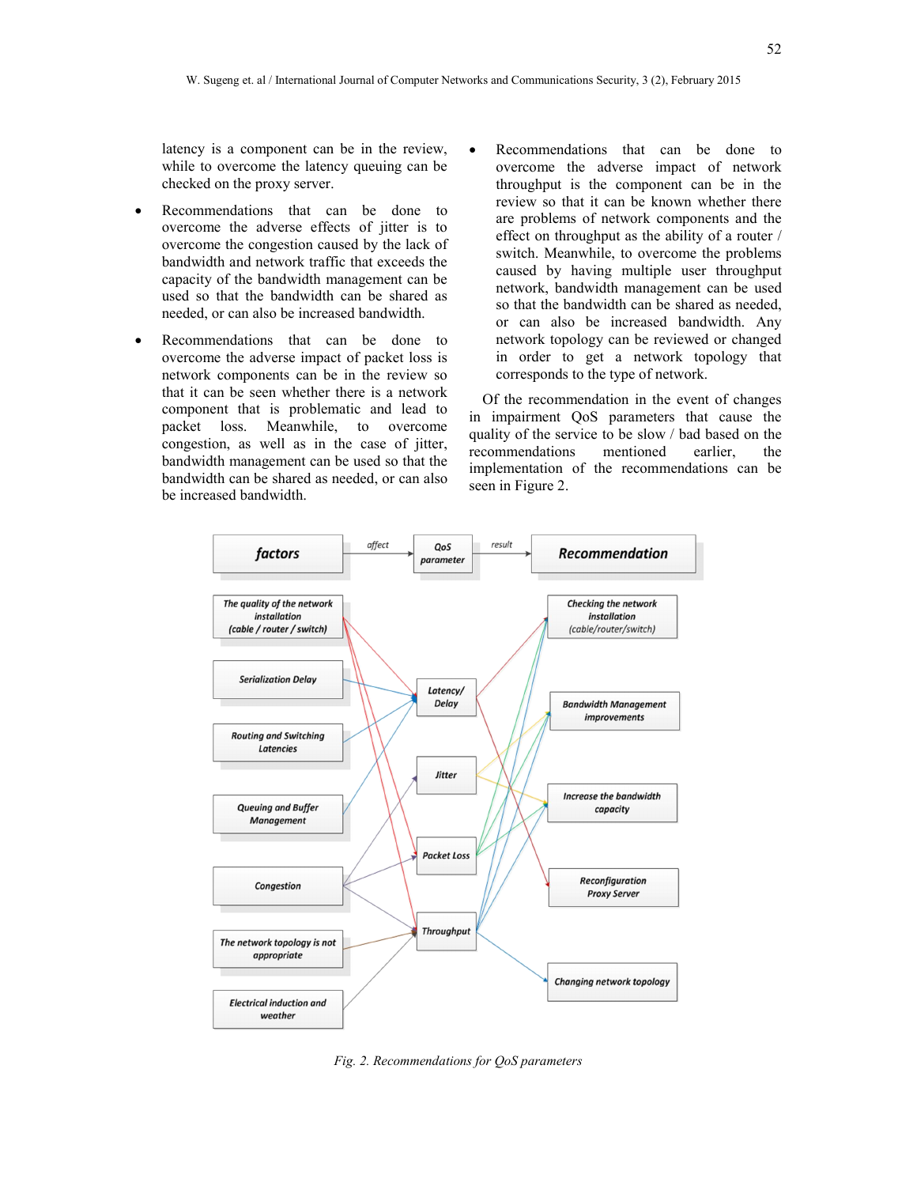latency is a component can be in the review, while to overcome the latency queuing can be checked on the proxy server.

- Recommendations that can be done to overcome the adverse effects of jitter is to overcome the congestion caused by the lack of bandwidth and network traffic that exceeds the capacity of the bandwidth management can be used so that the bandwidth can be shared as needed, or can also be increased bandwidth.
- Recommendations that can be done to overcome the adverse impact of packet loss is network components can be in the review so that it can be seen whether there is a network component that is problematic and lead to packet loss. Meanwhile, to overcome congestion, as well as in the case of jitter, bandwidth management can be used so that the bandwidth can be shared as needed, or can also be increased bandwidth.
- Recommendations that can be done to overcome the adverse impact of network throughput is the component can be in the review so that it can be known whether there are problems of network components and the effect on throughput as the ability of a router / switch. Meanwhile, to overcome the problems caused by having multiple user throughput network, bandwidth management can be used so that the bandwidth can be shared as needed, or can also be increased bandwidth. Any network topology can be reviewed or changed in order to get a network topology that corresponds to the type of network.

Of the recommendation in the event of changes in impairment QoS parameters that cause the quality of the service to be slow / bad based on the recommendations mentioned earlier, the implementation of the recommendations can be seen in Figure 2.

Fig. 2. Recommendations for QoS parameters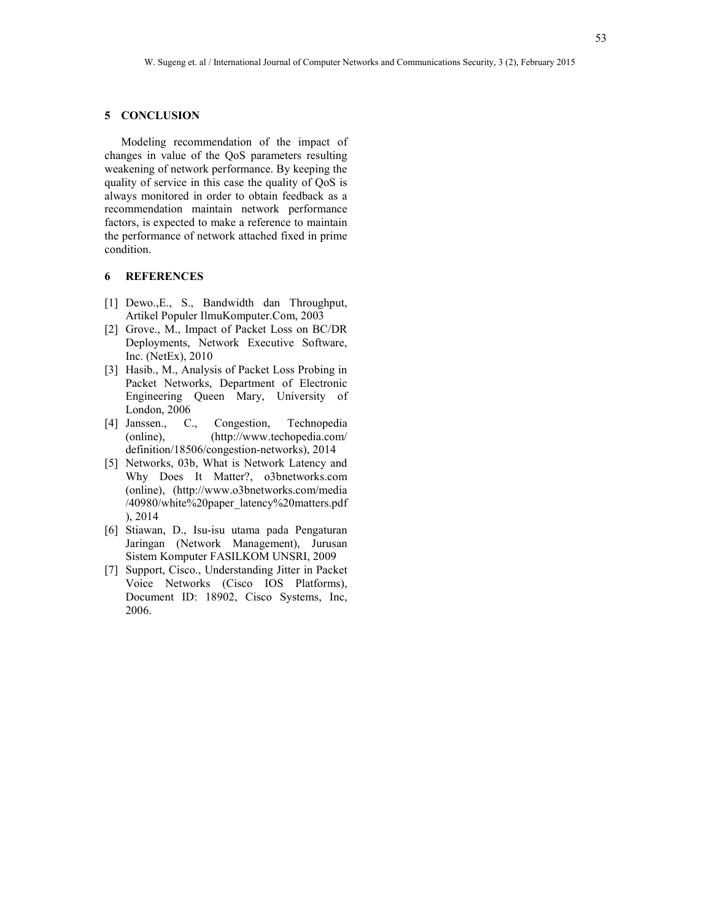## 5 CONCLUSION

Modeling recommendation of the impact of changes in value of the QoS parameters resulting weakening of network performance. By keeping the quality of service in this case the quality of QoS is always monitored in order to obtain feedback as a recommendation maintain network performance factors, is expected to make a reference to maintain the performance of network attached fixed in prime condition.

## 6 REFERENCES

[1] Dewo.,E., S., Bandwidth dan Throughput, Artikel Populer IlmuKomputer.Com, 2003

[2] Grove., M., Impact of Packet Loss on BC/DR Deployments, Network Executive Software, Inc. (NetEx), 2010

[3] Hasib., M., Analysis of Packet Loss Probing in Packet Networks, Department of Electronic Engineering Queen Mary, University of London, 2006

[4] Janssen., C., Congestion, Technopedia (online), (http://www.techopedia.com/definition/18506/congestion-networks), 2014

[5] Networks, 03b, What is Network Latency and Why Does It Matter?, o3bnetworks.com (online), (http://www.o3bnetworks.com/media/40980/white%20paper_latency%20matters.pdf), 2014

[6] Stiawan, D., Isu-isu utama pada Pengaturan Jaringan (Network Management), Jurusan Sistem Komputer FASILKOM UNSRI, 2009

[7] Support, Cisco., Understanding Jitter in Packet Voice Networks (Cisco IOS Platforms), Document ID: 18902, Cisco Systems, Inc, 2006.